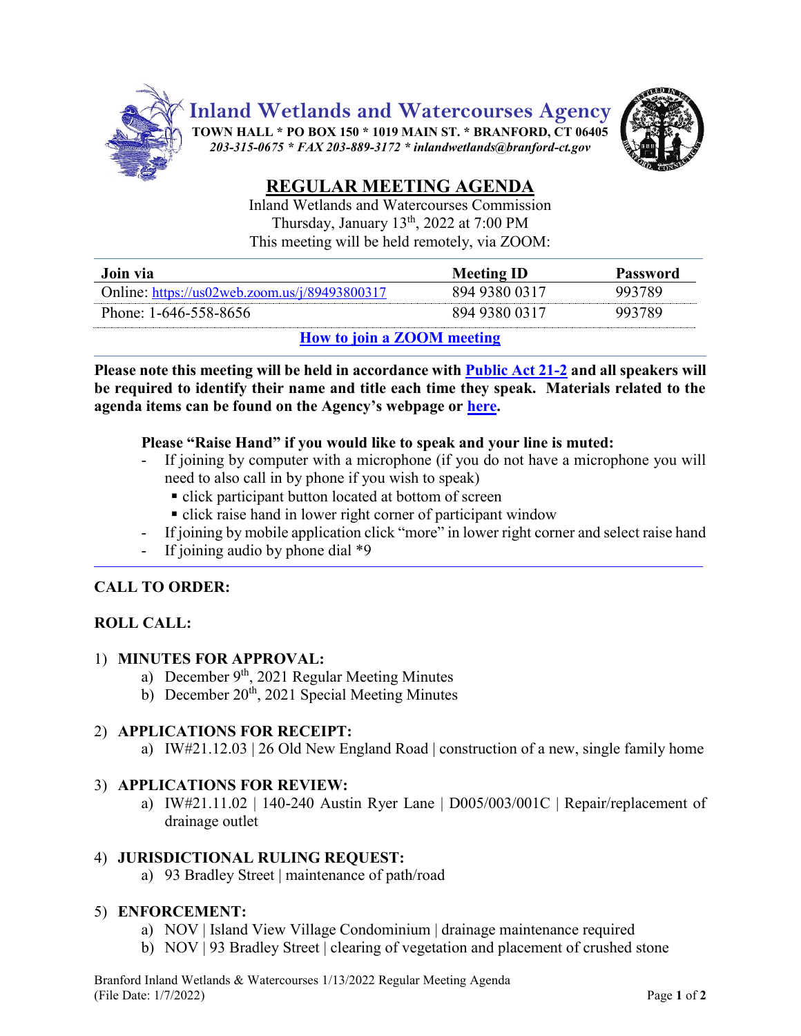# Inland Wetlands and Watercourses Agency

**TOWN HALL * PO BOX 150 * 1019 MAIN ST. * BRANFORD, CT 06405**

*203-315-0675 * FAX 203-889-3172 * inlandwetlands@branford-ct.gov*

## REGULAR MEETING AGENDA

Inland Wetlands and Watercourses Commission
Thursday, January 13th, 2022 at 7:00 PM
This meeting will be held remotely, via ZOOM:

| Join via | Meeting ID | Password |
|---|---|---|
| Online: https://us02web.zoom.us/j/89493800317 | 894 9380 0317 | 993789 |
| Phone: 1-646-558-8656 | 894 9380 0317 | 993789 |

**How to join a ZOOM meeting**

**Please note this meeting will be held in accordance with Public Act 21-2 and all speakers will be required to identify their name and title each time they speak. Materials related to the agenda items can be found on the Agency's webpage or here.**

**Please "Raise Hand" if you would like to speak and your line is muted:**

- If joining by computer with a microphone (if you do not have a microphone you will need to also call in by phone if you wish to speak)
  - click participant button located at bottom of screen
  - click raise hand in lower right corner of participant window
- If joining by mobile application click "more" in lower right corner and select raise hand
- If joining audio by phone dial *9

**CALL TO ORDER:**

**ROLL CALL:**

1) **MINUTES FOR APPROVAL:**
   a) December 9th, 2021 Regular Meeting Minutes
   b) December 20th, 2021 Special Meeting Minutes

2) **APPLICATIONS FOR RECEIPT:**
   a) IW#21.12.03 | 26 Old New England Road | construction of a new, single family home

3) **APPLICATIONS FOR REVIEW:**
   a) IW#21.11.02 | 140-240 Austin Ryer Lane | D005/003/001C | Repair/replacement of drainage outlet

4) **JURISDICTIONAL RULING REQUEST:**
   a) 93 Bradley Street | maintenance of path/road

5) **ENFORCEMENT:**
   a) NOV | Island View Village Condominium | drainage maintenance required
   b) NOV | 93 Bradley Street | clearing of vegetation and placement of crushed stone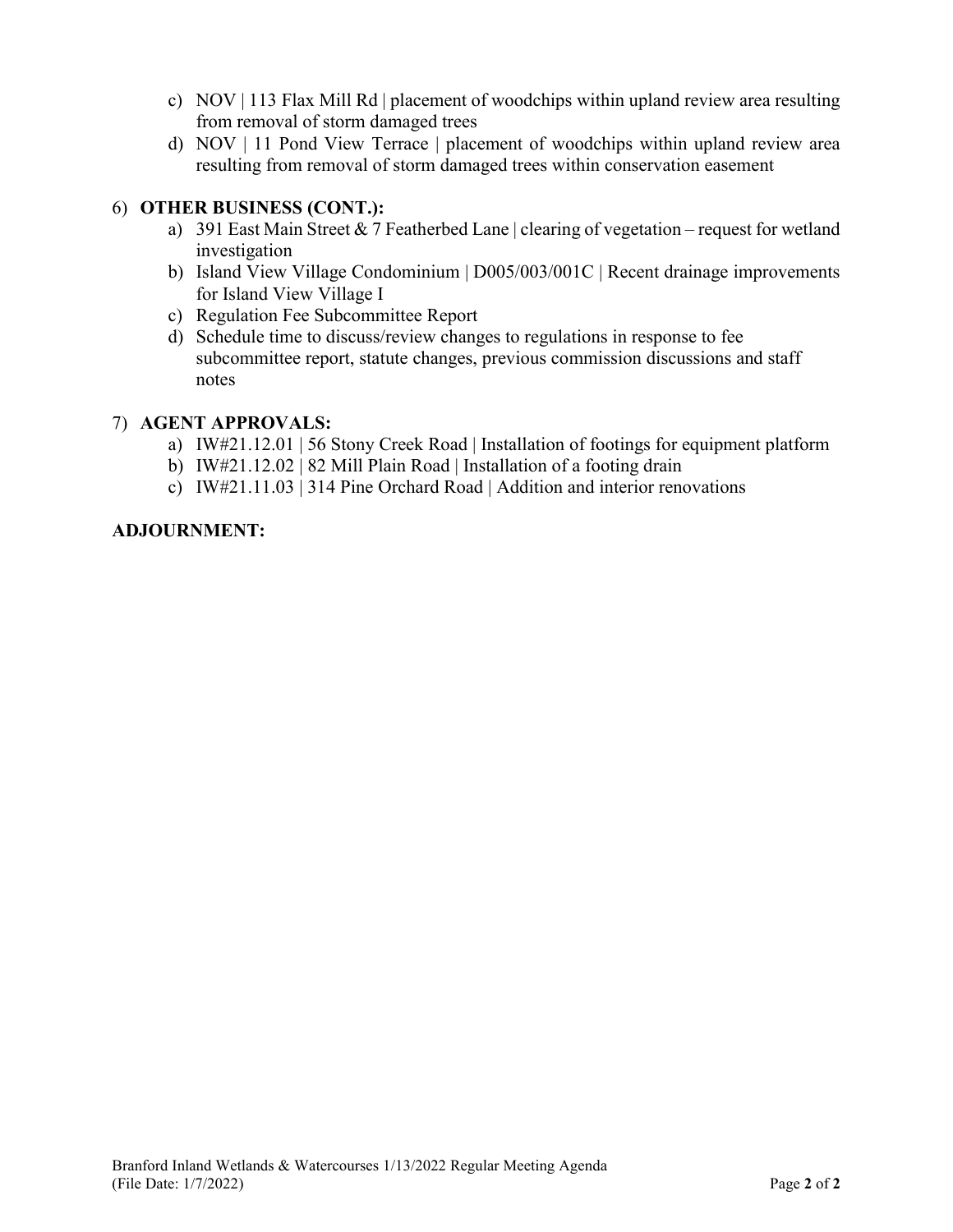c) NOV | 113 Flax Mill Rd | placement of woodchips within upland review area resulting from removal of storm damaged trees

d) NOV | 11 Pond View Terrace | placement of woodchips within upland review area resulting from removal of storm damaged trees within conservation easement

6) **OTHER BUSINESS (CONT.):**

a) 391 East Main Street & 7 Featherbed Lane | clearing of vegetation – request for wetland investigation

b) Island View Village Condominium | D005/003/001C | Recent drainage improvements for Island View Village I

c) Regulation Fee Subcommittee Report

d) Schedule time to discuss/review changes to regulations in response to fee subcommittee report, statute changes, previous commission discussions and staff notes

7) **AGENT APPROVALS:**

a) IW#21.12.01 | 56 Stony Creek Road | Installation of footings for equipment platform

b) IW#21.12.02 | 82 Mill Plain Road | Installation of a footing drain

c) IW#21.11.03 | 314 Pine Orchard Road | Addition and interior renovations

**ADJOURNMENT:**

Branford Inland Wetlands & Watercourses 1/13/2022 Regular Meeting Agenda
(File Date: 1/7/2022)